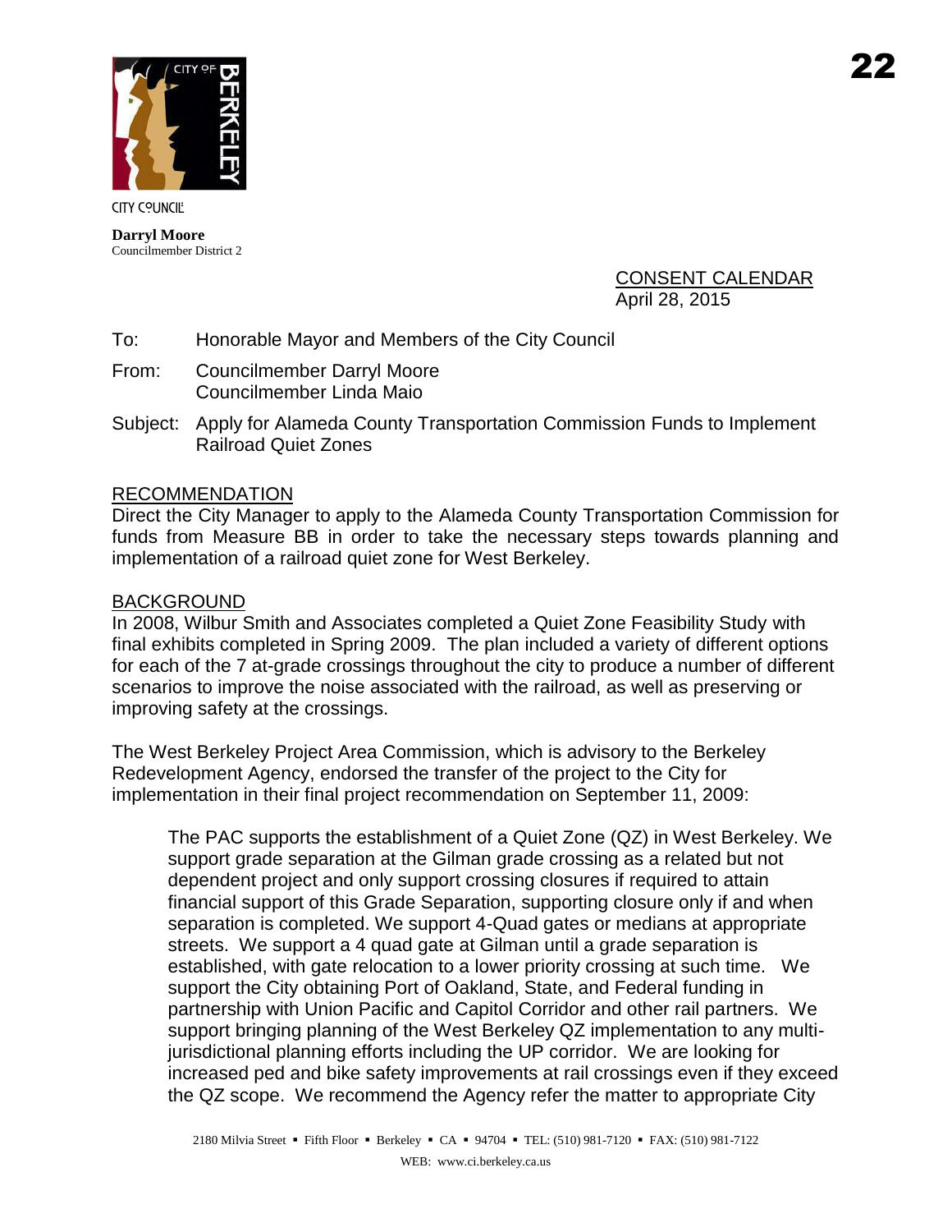CITY COUNCIL

**Darryl Moore**
Councilmember District 2

CONSENT CALENDAR
April 28, 2015

To: Honorable Mayor and Members of the City Council

From: Councilmember Darryl Moore
Councilmember Linda Maio

Subject: Apply for Alameda County Transportation Commission Funds to Implement Railroad Quiet Zones

## RECOMMENDATION

Direct the City Manager to apply to the Alameda County Transportation Commission for funds from Measure BB in order to take the necessary steps towards planning and implementation of a railroad quiet zone for West Berkeley.

## BACKGROUND

In 2008, Wilbur Smith and Associates completed a Quiet Zone Feasibility Study with final exhibits completed in Spring 2009. The plan included a variety of different options for each of the 7 at-grade crossings throughout the city to produce a number of different scenarios to improve the noise associated with the railroad, as well as preserving or improving safety at the crossings.

The West Berkeley Project Area Commission, which is advisory to the Berkeley Redevelopment Agency, endorsed the transfer of the project to the City for implementation in their final project recommendation on September 11, 2009:

> The PAC supports the establishment of a Quiet Zone (QZ) in West Berkeley. We support grade separation at the Gilman grade crossing as a related but not dependent project and only support crossing closures if required to attain financial support of this Grade Separation, supporting closure only if and when separation is completed. We support 4-Quad gates or medians at appropriate streets. We support a 4 quad gate at Gilman until a grade separation is established, with gate relocation to a lower priority crossing at such time. We support the City obtaining Port of Oakland, State, and Federal funding in partnership with Union Pacific and Capitol Corridor and other rail partners. We support bringing planning of the West Berkeley QZ implementation to any multi-jurisdictional planning efforts including the UP corridor. We are looking for increased ped and bike safety improvements at rail crossings even if they exceed the QZ scope. We recommend the Agency refer the matter to appropriate City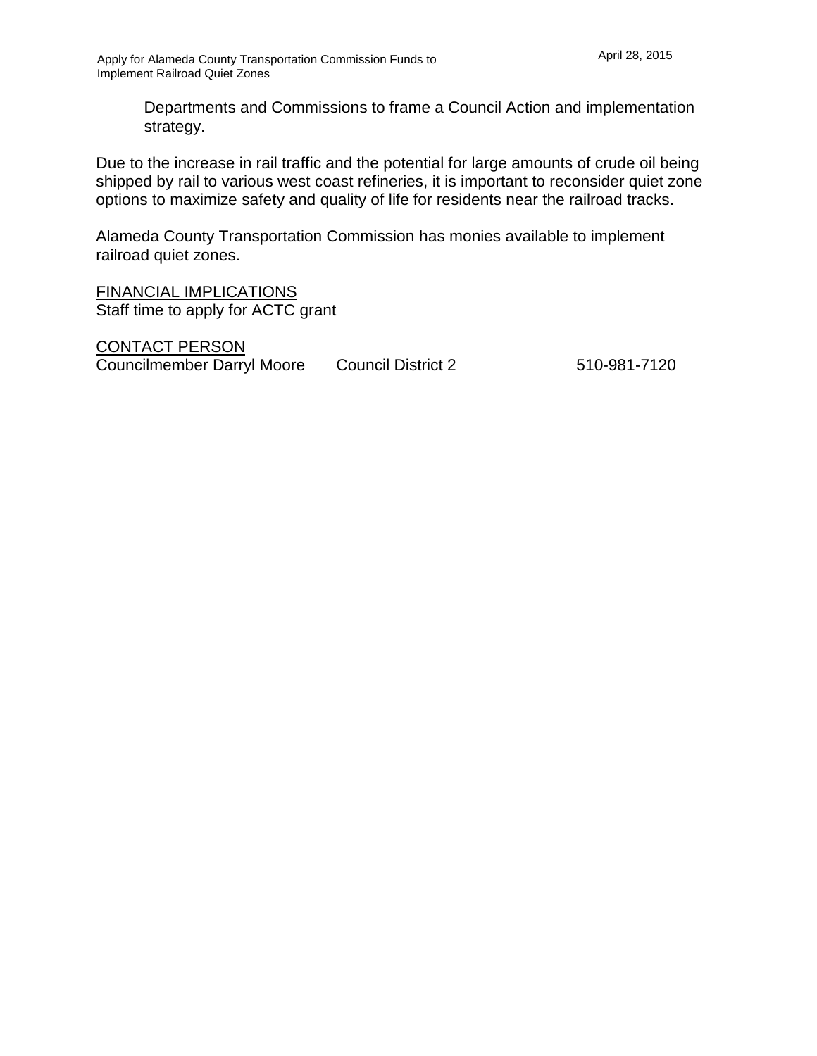Departments and Commissions to frame a Council Action and implementation strategy.

Due to the increase in rail traffic and the potential for large amounts of crude oil being shipped by rail to various west coast refineries, it is important to reconsider quiet zone options to maximize safety and quality of life for residents near the railroad tracks.

Alameda County Transportation Commission has monies available to implement railroad quiet zones.

FINANCIAL IMPLICATIONS
Staff time to apply for ACTC grant

CONTACT PERSON
Councilmember Darryl Moore Council District 2 510-981-7120